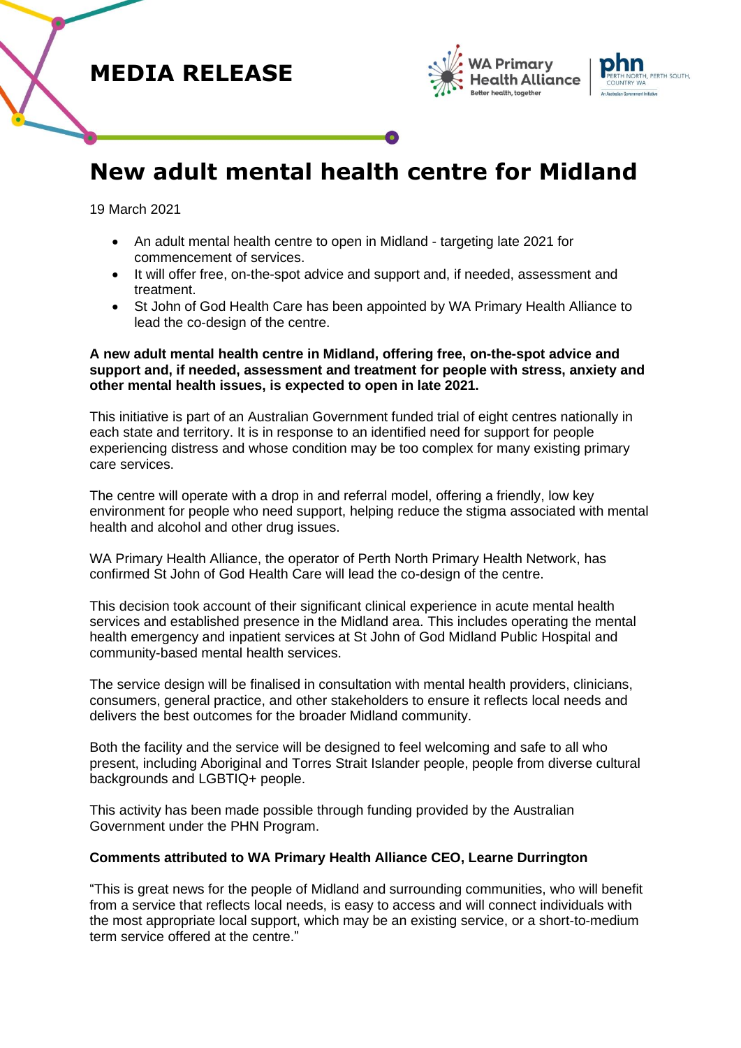MEDIA RELEASE

# New adult mental health centre for Midland

19 March 2021

- An adult mental health centre to open in Midland - targeting late 2021 for commencement of services.
- It will offer free, on-the-spot advice and support and, if needed, assessment and treatment.
- St John of God Health Care has been appointed by WA Primary Health Alliance to lead the co-design of the centre.

**A new adult mental health centre in Midland, offering free, on-the-spot advice and support and, if needed, assessment and treatment for people with stress, anxiety and other mental health issues, is expected to open in late 2021.**

This initiative is part of an Australian Government funded trial of eight centres nationally in each state and territory. It is in response to an identified need for support for people experiencing distress and whose condition may be too complex for many existing primary care services.

The centre will operate with a drop in and referral model, offering a friendly, low key environment for people who need support, helping reduce the stigma associated with mental health and alcohol and other drug issues.

WA Primary Health Alliance, the operator of Perth North Primary Health Network, has confirmed St John of God Health Care will lead the co-design of the centre.

This decision took account of their significant clinical experience in acute mental health services and established presence in the Midland area. This includes operating the mental health emergency and inpatient services at St John of God Midland Public Hospital and community-based mental health services.

The service design will be finalised in consultation with mental health providers, clinicians, consumers, general practice, and other stakeholders to ensure it reflects local needs and delivers the best outcomes for the broader Midland community.

Both the facility and the service will be designed to feel welcoming and safe to all who present, including Aboriginal and Torres Strait Islander people, people from diverse cultural backgrounds and LGBTIQ+ people.

This activity has been made possible through funding provided by the Australian Government under the PHN Program.

**Comments attributed to WA Primary Health Alliance CEO, Learne Durrington**

"This is great news for the people of Midland and surrounding communities, who will benefit from a service that reflects local needs, is easy to access and will connect individuals with the most appropriate local support, which may be an existing service, or a short-to-medium term service offered at the centre."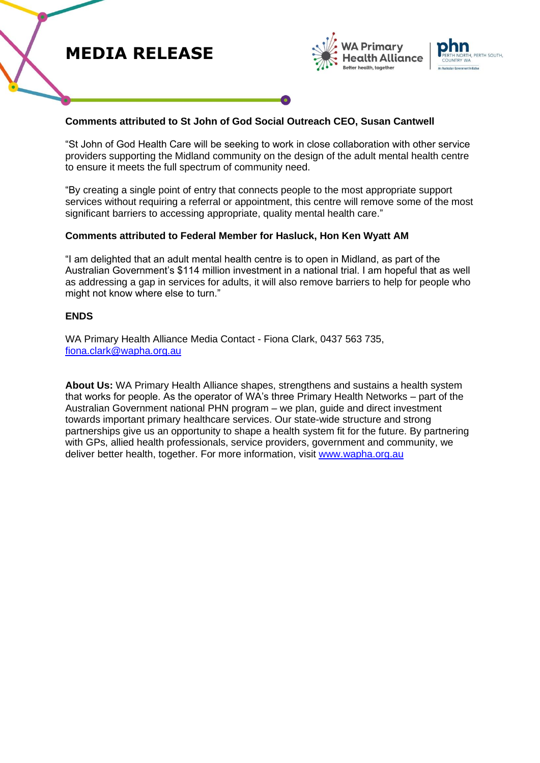# MEDIA RELEASE

**Comments attributed to St John of God Social Outreach CEO, Susan Cantwell**

"St John of God Health Care will be seeking to work in close collaboration with other service providers supporting the Midland community on the design of the adult mental health centre to ensure it meets the full spectrum of community need.

"By creating a single point of entry that connects people to the most appropriate support services without requiring a referral or appointment, this centre will remove some of the most significant barriers to accessing appropriate, quality mental health care."

**Comments attributed to Federal Member for Hasluck, Hon Ken Wyatt AM**

"I am delighted that an adult mental health centre is to open in Midland, as part of the Australian Government's $114 million investment in a national trial. I am hopeful that as well as addressing a gap in services for adults, it will also remove barriers to help for people who might not know where else to turn."

**ENDS**

WA Primary Health Alliance Media Contact - Fiona Clark, 0437 563 735, fiona.clark@wapha.org.au

**About Us:** WA Primary Health Alliance shapes, strengthens and sustains a health system that works for people. As the operator of WA's three Primary Health Networks – part of the Australian Government national PHN program – we plan, guide and direct investment towards important primary healthcare services. Our state-wide structure and strong partnerships give us an opportunity to shape a health system fit for the future. By partnering with GPs, allied health professionals, service providers, government and community, we deliver better health, together. For more information, visit www.wapha.org.au